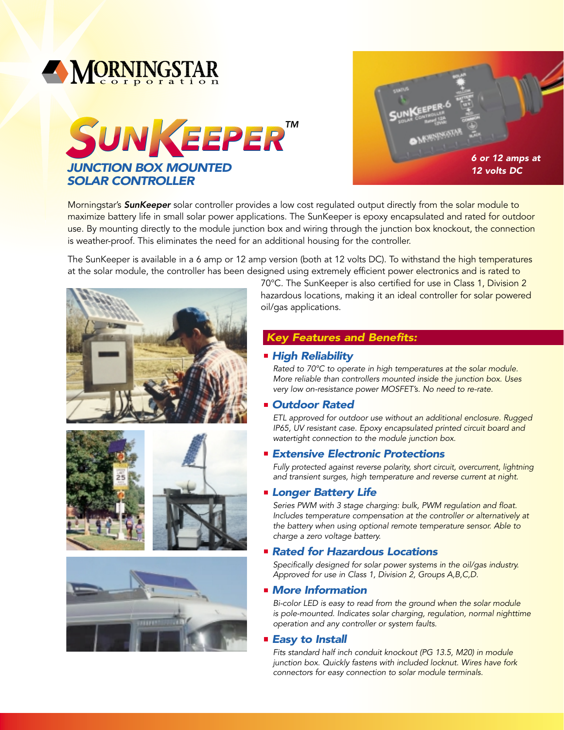MORNINGSTAR corporation

# SUNKEEPER™

## JUNCTION BOX MOUNTED SOLAR CONTROLLER

*6 or 12 amps at 12 volts DC*

Morningstar's ***SunKeeper*** solar controller provides a low cost regulated output directly from the solar module to maximize battery life in small solar power applications. The SunKeeper is epoxy encapsulated and rated for outdoor use. By mounting directly to the module junction box and wiring through the junction box knockout, the connection is weather-proof. This eliminates the need for an additional housing for the controller.

The SunKeeper is available in a 6 amp or 12 amp version (both at 12 volts DC). To withstand the high temperatures at the solar module, the controller has been designed using extremely efficient power electronics and is rated to 70°C. The SunKeeper is also certified for use in Class 1, Division 2 hazardous locations, making it an ideal controller for solar powered oil/gas applications.

### Key Features and Benefits:

- **High Reliability**

  *Rated to 70°C to operate in high temperatures at the solar module. More reliable than controllers mounted inside the junction box. Uses very low on-resistance power MOSFET's. No need to re-rate.*

- **Outdoor Rated**

  *ETL approved for outdoor use without an additional enclosure. Rugged IP65, UV resistant case. Epoxy encapsulated printed circuit board and watertight connection to the module junction box.*

- **Extensive Electronic Protections**

  *Fully protected against reverse polarity, short circuit, overcurrent, lightning and transient surges, high temperature and reverse current at night.*

- **Longer Battery Life**

  *Series PWM with 3 stage charging: bulk, PWM regulation and float. Includes temperature compensation at the controller or alternatively at the battery when using optional remote temperature sensor. Able to charge a zero voltage battery.*

- **Rated for Hazardous Locations**

  *Specifically designed for solar power systems in the oil/gas industry. Approved for use in Class 1, Division 2, Groups A,B,C,D.*

- **More Information**

  *Bi-color LED is easy to read from the ground when the solar module is pole-mounted. Indicates solar charging, regulation, normal nighttime operation and any controller or system faults.*

- **Easy to Install**

  *Fits standard half inch conduit knockout (PG 13.5, M20) in module junction box. Quickly fastens with included locknut. Wires have fork connectors for easy connection to solar module terminals.*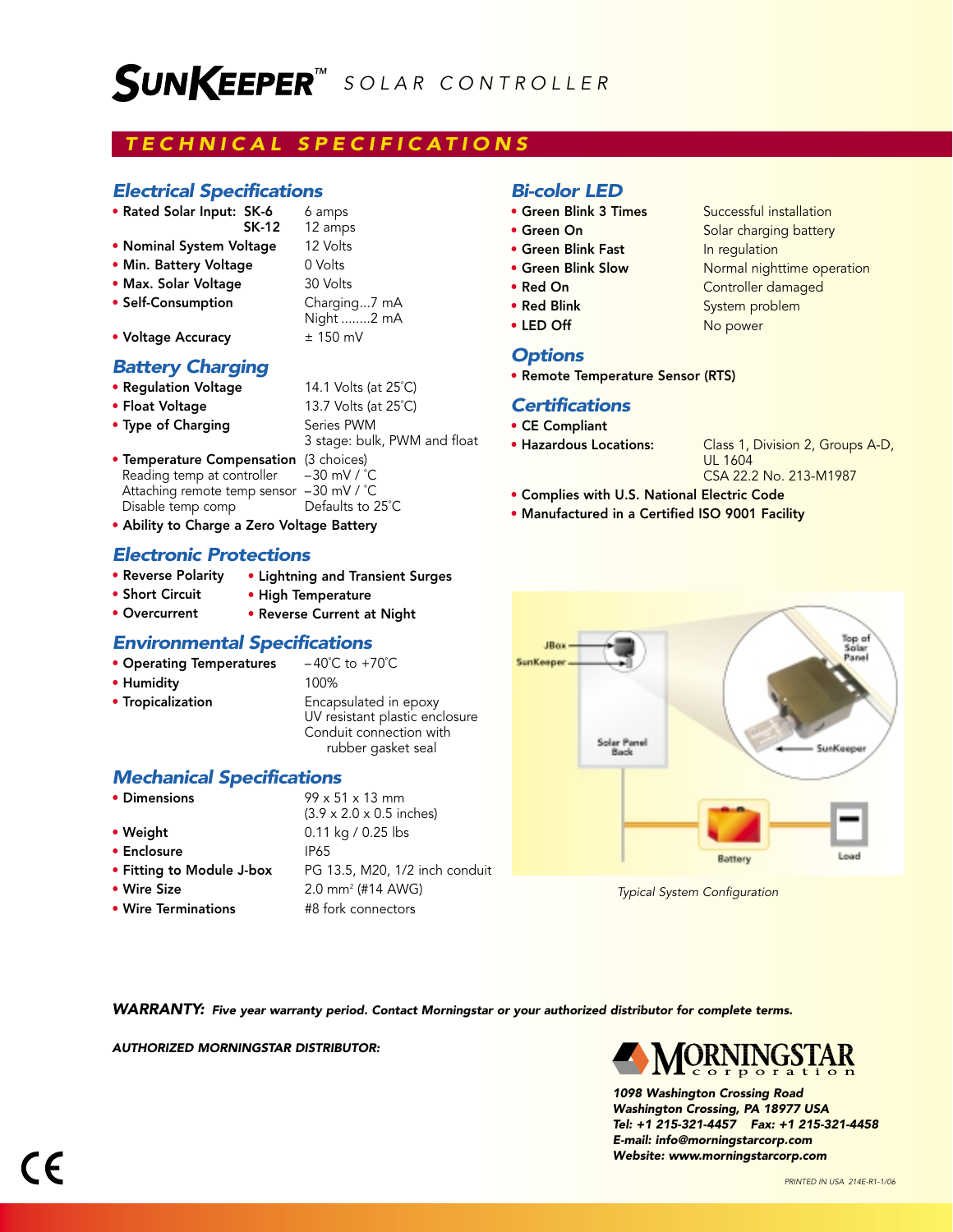# SUNKEEPER™ SOLAR CONTROLLER

## TECHNICAL SPECIFICATIONS

### Electrical Specifications

| | |
|---|---|
| • Rated Solar Input: SK-6 | 6 amps |
| SK-12 | 12 amps |
| • Nominal System Voltage | 12 Volts |
| • Min. Battery Voltage | 0 Volts |
| • Max. Solar Voltage | 30 Volts |
| • Self-Consumption | Charging...7 mA<br>Night ........2 mA |
| • Voltage Accuracy | ± 150 mV |

### Battery Charging

| | |
|---|---|
| • Regulation Voltage | 14.1 Volts (at 25˚C) |
| • Float Voltage | 13.7 Volts (at 25˚C) |
| • Type of Charging | Series PWM<br>3 stage: bulk, PWM and float |
| • Temperature Compensation | (3 choices) |
| Reading temp at controller | –30 mV / ˚C |
| Attaching remote temp sensor | –30 mV / ˚C |
| Disable temp comp | Defaults to 25˚C |

• **Ability to Charge a Zero Voltage Battery**

### Electronic Protections

- **Reverse Polarity**
- **Short Circuit**
- **Overcurrent**
- **Lightning and Transient Surges**
- **High Temperature**
- **Reverse Current at Night**

### Environmental Specifications

| | |
|---|---|
| • Operating Temperatures | –40˚C to +70˚C |
| • Humidity | 100% |
| • Tropicalization | Encapsulated in epoxy<br>UV resistant plastic enclosure<br>Conduit connection with rubber gasket seal |

### Mechanical Specifications

| | |
|---|---|
| • Dimensions | 99 x 51 x 13 mm<br>(3.9 x 2.0 x 0.5 inches) |
| • Weight | 0.11 kg / 0.25 lbs |
| • Enclosure | IP65 |
| • Fitting to Module J-box | PG 13.5, M20, 1/2 inch conduit |
| • Wire Size | 2.0 mm² (#14 AWG) |
| • Wire Terminations | #8 fork connectors |

### Bi-color LED

| | |
|---|---|
| • Green Blink 3 Times | Successful installation |
| • Green On | Solar charging battery |
| • Green Blink Fast | In regulation |
| • Green Blink Slow | Normal nighttime operation |
| • Red On | Controller damaged |
| • Red Blink | System problem |
| • LED Off | No power |

### Options

- **Remote Temperature Sensor (RTS)**

### Certifications

- **CE Compliant**
- **Hazardous Locations:** Class 1, Division 2, Groups A-D, UL 1604, CSA 22.2 No. 213-M1987
- **Complies with U.S. National Electric Code**
- **Manufactured in a Certified ISO 9001 Facility**

JBox
SunKeeper
Top of Solar Panel
Solar Panel Back
SunKeeper
Battery
Load

*Typical System Configuration*

***WARRANTY:** Five year warranty period. Contact Morningstar or your authorized distributor for complete terms.*

***AUTHORIZED MORNINGSTAR DISTRIBUTOR:***

**MORNINGSTAR corporation**

***1098 Washington Crossing Road***
***Washington Crossing, PA 18977 USA***
***Tel: +1 215-321-4457 Fax: +1 215-321-4458***
***E-mail: info@morningstarcorp.com***
***Website: www.morningstarcorp.com***

*PRINTED IN USA 214E-R1-1/06*